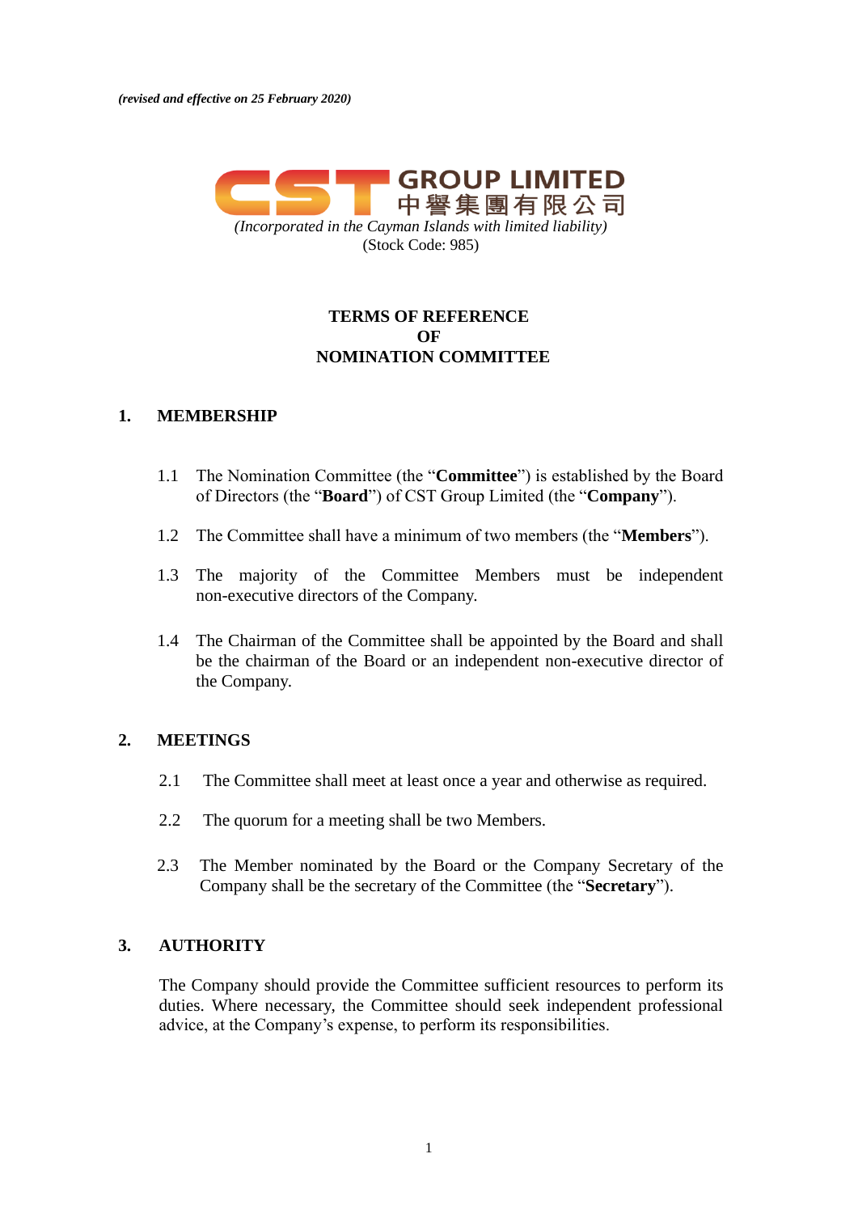*(revised and effective on 25 February 2020)*

**CST GROUP LIMITED**
**中譽集團有限公司**

*(Incorporated in the Cayman Islands with limited liability)*
(Stock Code: 985)

# TERMS OF REFERENCE OF NOMINATION COMMITTEE

## 1. MEMBERSHIP

1.1 The Nomination Committee (the "**Committee**") is established by the Board of Directors (the "**Board**") of CST Group Limited (the "**Company**").

1.2 The Committee shall have a minimum of two members (the "**Members**").

1.3 The majority of the Committee Members must be independent non-executive directors of the Company.

1.4 The Chairman of the Committee shall be appointed by the Board and shall be the chairman of the Board or an independent non-executive director of the Company.

## 2. MEETINGS

2.1 The Committee shall meet at least once a year and otherwise as required.

2.2 The quorum for a meeting shall be two Members.

2.3 The Member nominated by the Board or the Company Secretary of the Company shall be the secretary of the Committee (the "**Secretary**").

## 3. AUTHORITY

The Company should provide the Committee sufficient resources to perform its duties. Where necessary, the Committee should seek independent professional advice, at the Company's expense, to perform its responsibilities.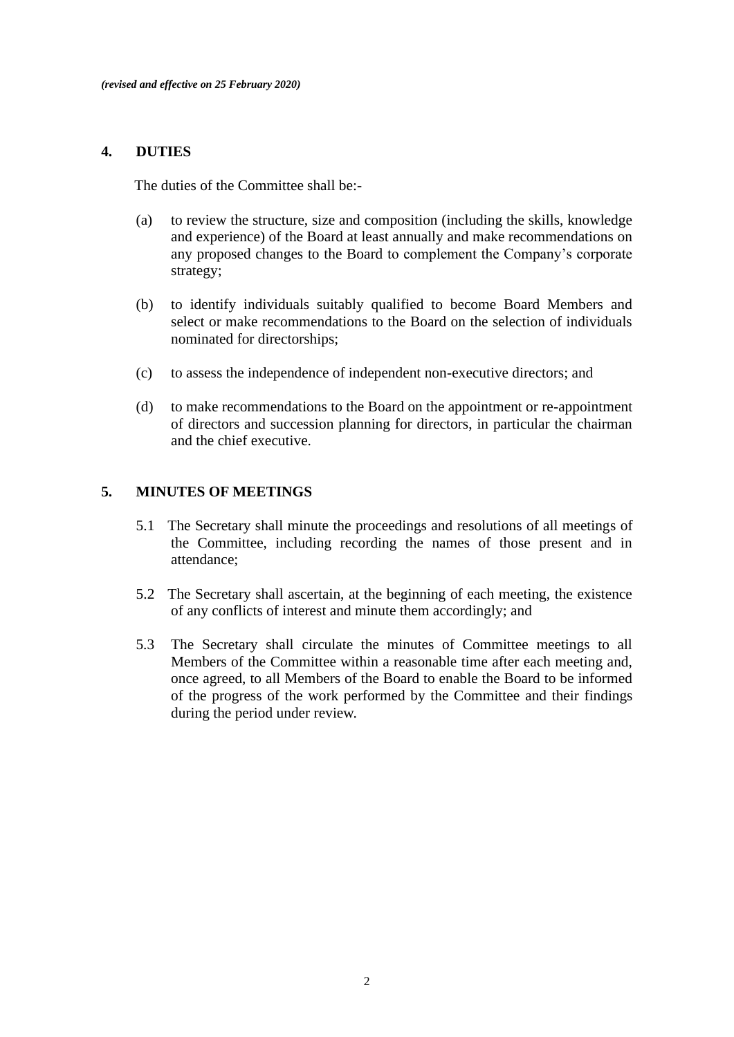*(revised and effective on 25 February 2020)*

## 4. DUTIES

The duties of the Committee shall be:-

(a) to review the structure, size and composition (including the skills, knowledge and experience) of the Board at least annually and make recommendations on any proposed changes to the Board to complement the Company's corporate strategy;

(b) to identify individuals suitably qualified to become Board Members and select or make recommendations to the Board on the selection of individuals nominated for directorships;

(c) to assess the independence of independent non-executive directors; and

(d) to make recommendations to the Board on the appointment or re-appointment of directors and succession planning for directors, in particular the chairman and the chief executive.

## 5. MINUTES OF MEETINGS

5.1 The Secretary shall minute the proceedings and resolutions of all meetings of the Committee, including recording the names of those present and in attendance;

5.2 The Secretary shall ascertain, at the beginning of each meeting, the existence of any conflicts of interest and minute them accordingly; and

5.3 The Secretary shall circulate the minutes of Committee meetings to all Members of the Committee within a reasonable time after each meeting and, once agreed, to all Members of the Board to enable the Board to be informed of the progress of the work performed by the Committee and their findings during the period under review.